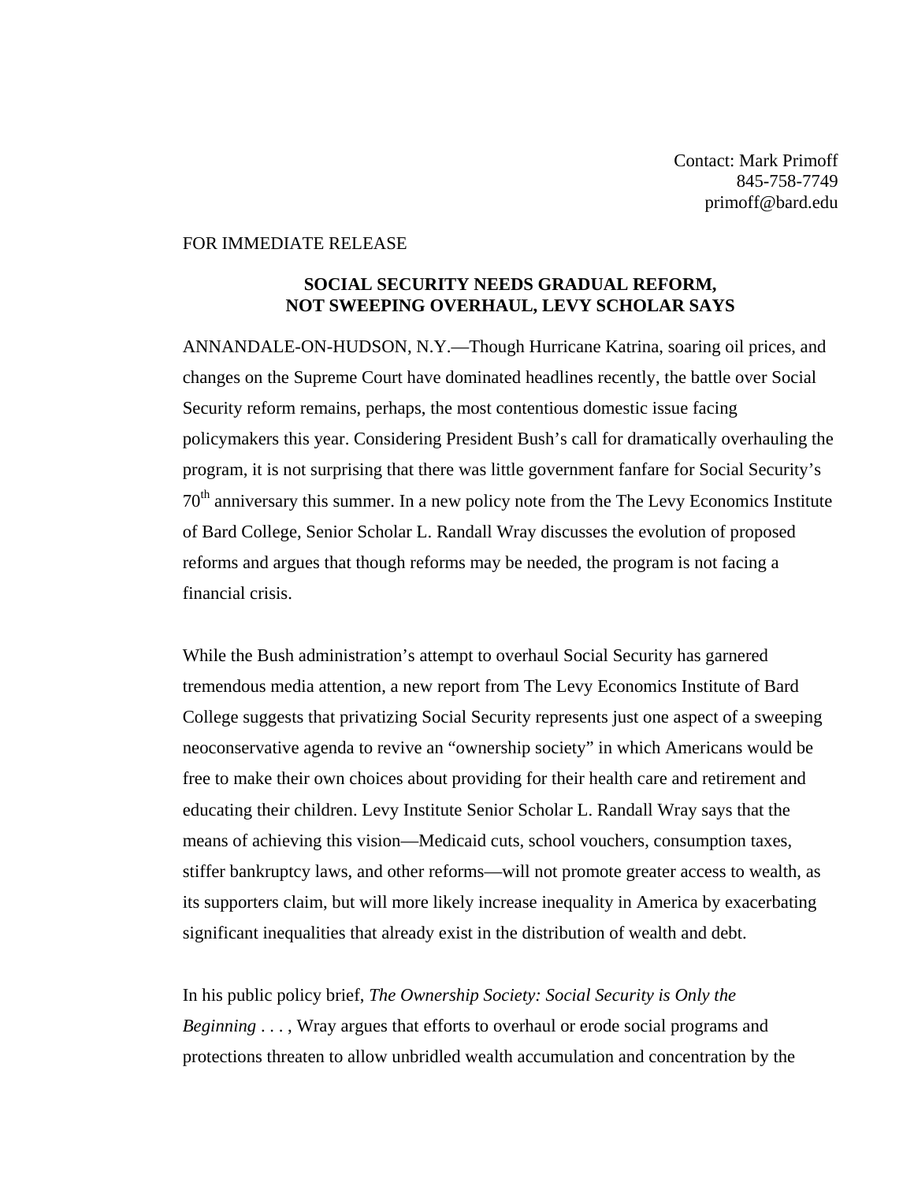Contact: Mark Primoff
845-758-7749
primoff@bard.edu

FOR IMMEDIATE RELEASE

**SOCIAL SECURITY NEEDS GRADUAL REFORM, NOT SWEEPING OVERHAUL, LEVY SCHOLAR SAYS**

ANNANDALE-ON-HUDSON, N.Y.—Though Hurricane Katrina, soaring oil prices, and changes on the Supreme Court have dominated headlines recently, the battle over Social Security reform remains, perhaps, the most contentious domestic issue facing policymakers this year. Considering President Bush's call for dramatically overhauling the program, it is not surprising that there was little government fanfare for Social Security's 70th anniversary this summer. In a new policy note from the The Levy Economics Institute of Bard College, Senior Scholar L. Randall Wray discusses the evolution of proposed reforms and argues that though reforms may be needed, the program is not facing a financial crisis.

While the Bush administration's attempt to overhaul Social Security has garnered tremendous media attention, a new report from The Levy Economics Institute of Bard College suggests that privatizing Social Security represents just one aspect of a sweeping neoconservative agenda to revive an "ownership society" in which Americans would be free to make their own choices about providing for their health care and retirement and educating their children. Levy Institute Senior Scholar L. Randall Wray says that the means of achieving this vision—Medicaid cuts, school vouchers, consumption taxes, stiffer bankruptcy laws, and other reforms—will not promote greater access to wealth, as its supporters claim, but will more likely increase inequality in America by exacerbating significant inequalities that already exist in the distribution of wealth and debt.

In his public policy brief, *The Ownership Society: Social Security is Only the Beginning . . .* , Wray argues that efforts to overhaul or erode social programs and protections threaten to allow unbridled wealth accumulation and concentration by the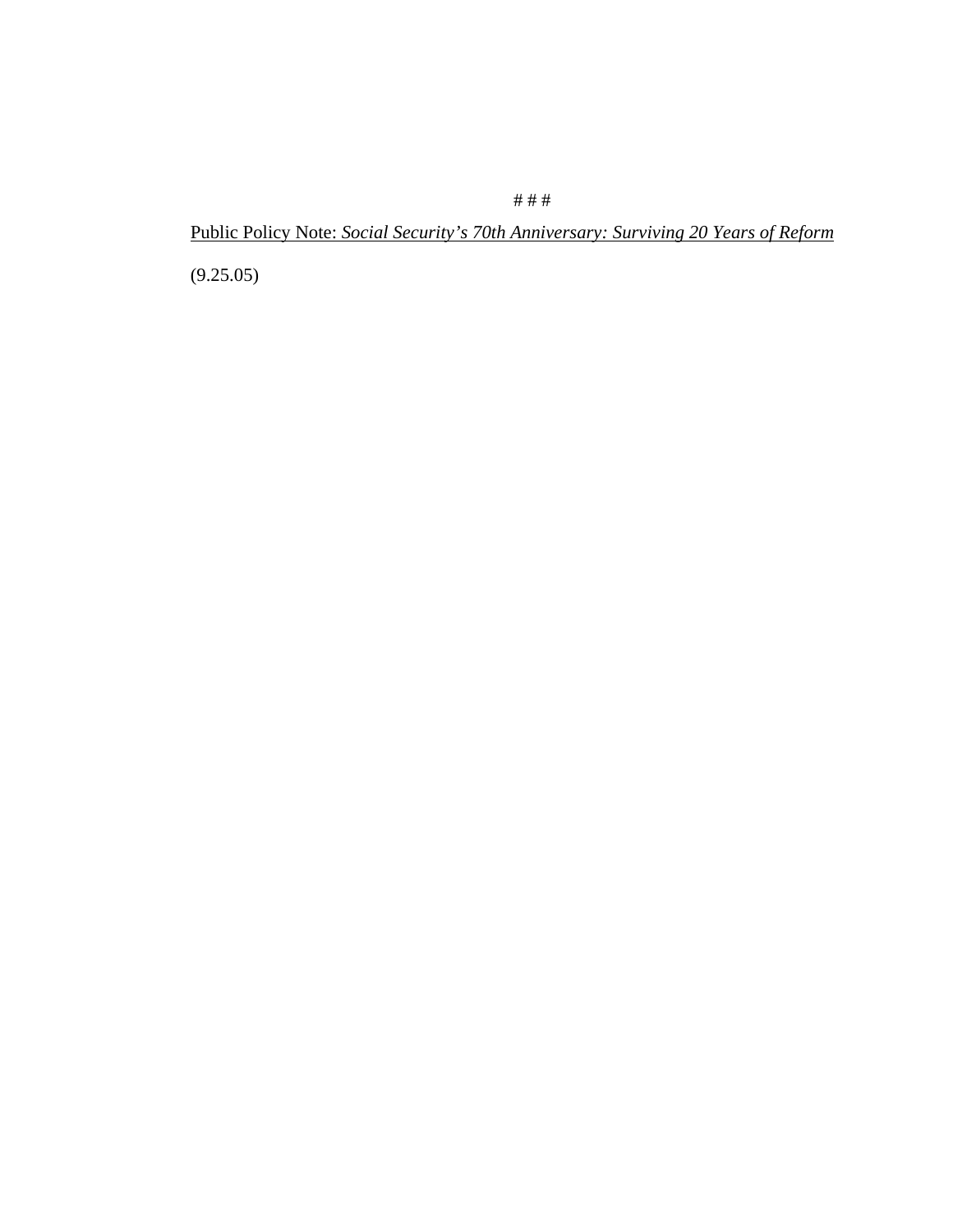# # #

Public Policy Note: *Social Security's 70th Anniversary: Surviving 20 Years of Reform*

(9.25.05)